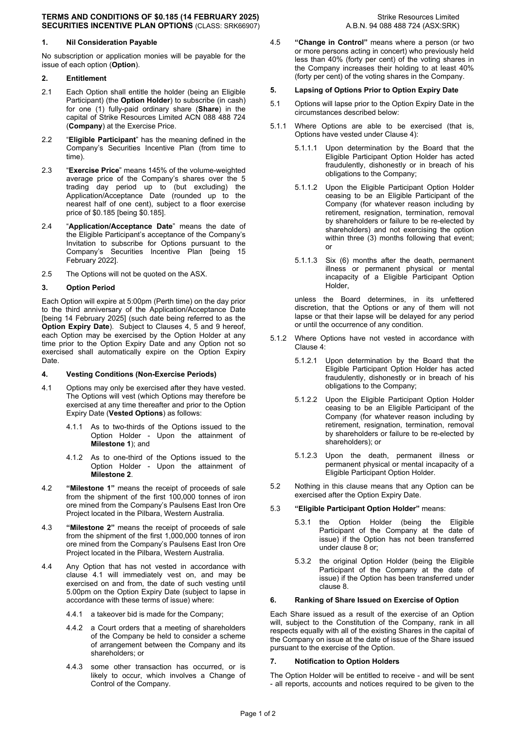**TERMS AND CONDITIONS OF $0.185 (14 FEBRUARY 2025) SECURITIES INCENTIVE PLAN OPTIONS** (CLASS: SRK66907)

Strike Resources Limited
A.B.N. 94 088 488 724 (ASX:SRK)

## 1. Nil Consideration Payable

No subscription or application monies will be payable for the issue of each option (**Option**).

## 2. Entitlement

2.1 Each Option shall entitle the holder (being an Eligible Participant) (the **Option Holder**) to subscribe (in cash) for one (1) fully-paid ordinary share (**Share**) in the capital of Strike Resources Limited ACN 088 488 724 (**Company**) at the Exercise Price.

2.2 "**Eligible Participant**" has the meaning defined in the Company's Securities Incentive Plan (from time to time).

2.3 "**Exercise Price**" means 145% of the volume-weighted average price of the Company's shares over the 5 trading day period up to (but excluding) the Application/Acceptance Date (rounded up to the nearest half of one cent), subject to a floor exercise price of $0.185 [being $0.185].

2.4 "**Application/Acceptance Date**" means the date of the Eligible Participant's acceptance of the Company's Invitation to subscribe for Options pursuant to the Company's Securities Incentive Plan [being 15 February 2022].

2.5 The Options will not be quoted on the ASX.

## 3. Option Period

Each Option will expire at 5:00pm (Perth time) on the day prior to the third anniversary of the Application/Acceptance Date [being 14 February 2025] (such date being referred to as the **Option Expiry Date**). Subject to Clauses 4, 5 and 9 hereof, each Option may be exercised by the Option Holder at any time prior to the Option Expiry Date and any Option not so exercised shall automatically expire on the Option Expiry Date.

## 4. Vesting Conditions (Non-Exercise Periods)

4.1 Options may only be exercised after they have vested. The Options will vest (which Options may therefore be exercised at any time thereafter and prior to the Option Expiry Date (**Vested Options**) as follows:

- 4.1.1 As to two-thirds of the Options issued to the Option Holder - Upon the attainment of **Milestone 1**); and
- 4.1.2 As to one-third of the Options issued to the Option Holder - Upon the attainment of **Milestone 2**.

4.2 **"Milestone 1"** means the receipt of proceeds of sale from the shipment of the first 100,000 tonnes of iron ore mined from the Company's Paulsens East Iron Ore Project located in the Pilbara, Western Australia.

4.3 **"Milestone 2"** means the receipt of proceeds of sale from the shipment of the first 1,000,000 tonnes of iron ore mined from the Company's Paulsens East Iron Ore Project located in the Pilbara, Western Australia.

4.4 Any Option that has not vested in accordance with clause 4.1 will immediately vest on, and may be exercised on and from, the date of such vesting until 5.00pm on the Option Expiry Date (subject to lapse in accordance with these terms of issue) where:

- 4.4.1 a takeover bid is made for the Company;
- 4.4.2 a Court orders that a meeting of shareholders of the Company be held to consider a scheme of arrangement between the Company and its shareholders; or
- 4.4.3 some other transaction has occurred, or is likely to occur, which involves a Change of Control of the Company.

4.5 **"Change in Control"** means where a person (or two or more persons acting in concert) who previously held less than 40% (forty per cent) of the voting shares in the Company increases their holding to at least 40% (forty per cent) of the voting shares in the Company.

## 5. Lapsing of Options Prior to Option Expiry Date

5.1 Options will lapse prior to the Option Expiry Date in the circumstances described below:

5.1.1 Where Options are able to be exercised (that is, Options have vested under Clause 4):

- 5.1.1.1 Upon determination by the Board that the Eligible Participant Option Holder has acted fraudulently, dishonestly or in breach of his obligations to the Company;
- 5.1.1.2 Upon the Eligible Participant Option Holder ceasing to be an Eligible Participant of the Company (for whatever reason including by retirement, resignation, termination, removal by shareholders or failure to be re-elected by shareholders) and not exercising the option within three (3) months following that event; or
- 5.1.1.3 Six (6) months after the death, permanent illness or permanent physical or mental incapacity of a Eligible Participant Option Holder,

unless the Board determines, in its unfettered discretion, that the Options or any of them will not lapse or that their lapse will be delayed for any period or until the occurrence of any condition.

5.1.2 Where Options have not vested in accordance with Clause 4:

- 5.1.2.1 Upon determination by the Board that the Eligible Participant Option Holder has acted fraudulently, dishonestly or in breach of his obligations to the Company;
- 5.1.2.2 Upon the Eligible Participant Option Holder ceasing to be an Eligible Participant of the Company (for whatever reason including by retirement, resignation, termination, removal by shareholders or failure to be re-elected by shareholders); or
- 5.1.2.3 Upon the death, permanent illness or permanent physical or mental incapacity of a Eligible Participant Option Holder.

5.2 Nothing in this clause means that any Option can be exercised after the Option Expiry Date.

5.3 **"Eligible Participant Option Holder"** means:

- 5.3.1 the Option Holder (being the Eligible Participant of the Company at the date of issue) if the Option has not been transferred under clause 8 or;
- 5.3.2 the original Option Holder (being the Eligible Participant of the Company at the date of issue) if the Option has been transferred under clause 8.

## 6. Ranking of Share Issued on Exercise of Option

Each Share issued as a result of the exercise of an Option will, subject to the Constitution of the Company, rank in all respects equally with all of the existing Shares in the capital of the Company on issue at the date of issue of the Share issued pursuant to the exercise of the Option.

## 7. Notification to Option Holders

The Option Holder will be entitled to receive - and will be sent - all reports, accounts and notices required to be given to the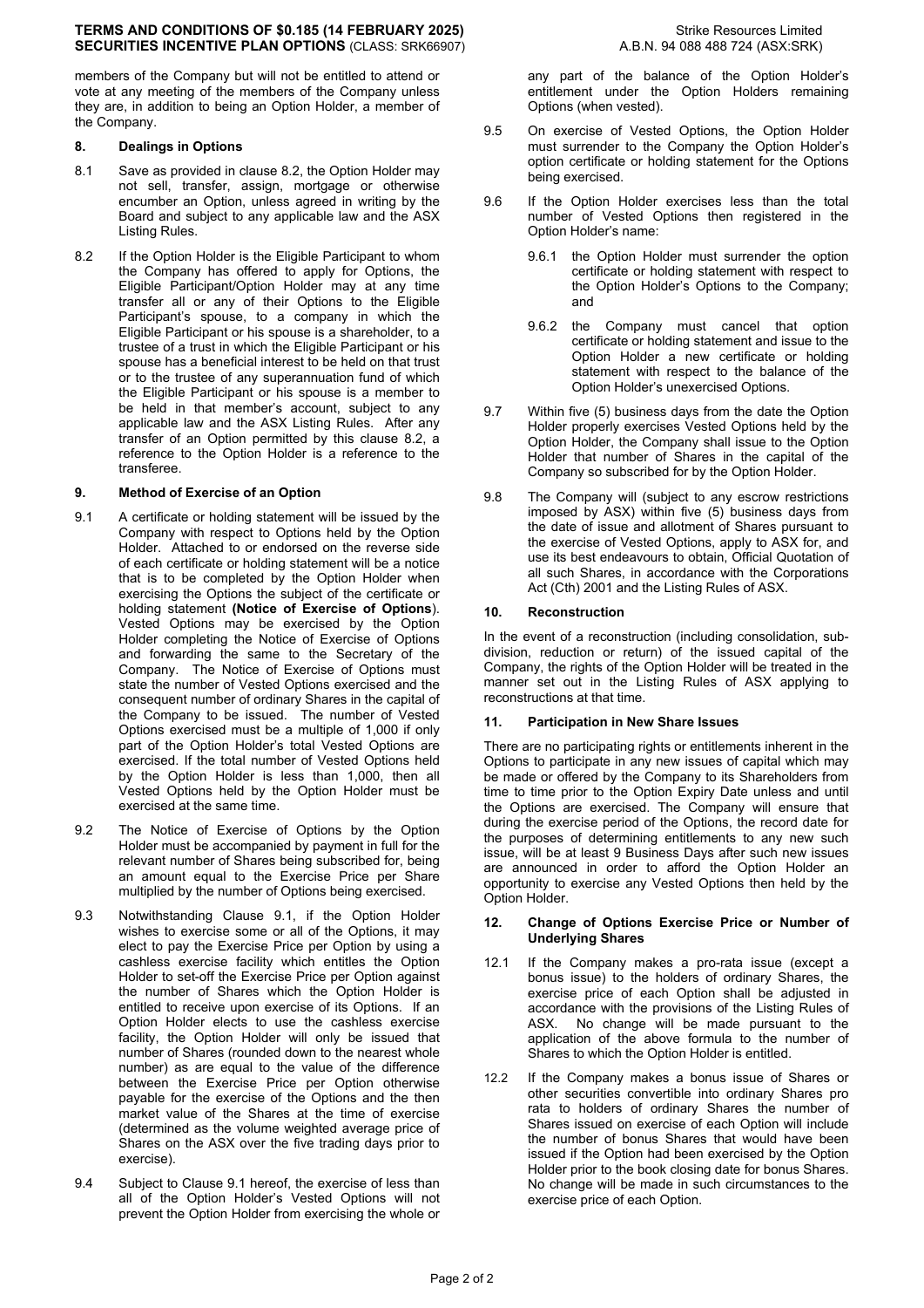members of the Company but will not be entitled to attend or vote at any meeting of the members of the Company unless they are, in addition to being an Option Holder, a member of the Company.

## 8. Dealings in Options

8.1 Save as provided in clause 8.2, the Option Holder may not sell, transfer, assign, mortgage or otherwise encumber an Option, unless agreed in writing by the Board and subject to any applicable law and the ASX Listing Rules.

8.2 If the Option Holder is the Eligible Participant to whom the Company has offered to apply for Options, the Eligible Participant/Option Holder may at any time transfer all or any of their Options to the Eligible Participant's spouse, to a company in which the Eligible Participant or his spouse is a shareholder, to a trustee of a trust in which the Eligible Participant or his spouse has a beneficial interest to be held on that trust or to the trustee of any superannuation fund of which the Eligible Participant or his spouse is a member to be held in that member's account, subject to any applicable law and the ASX Listing Rules. After any transfer of an Option permitted by this clause 8.2, a reference to the Option Holder is a reference to the transferee.

## 9. Method of Exercise of an Option

9.1 A certificate or holding statement will be issued by the Company with respect to Options held by the Option Holder. Attached to or endorsed on the reverse side of each certificate or holding statement will be a notice that is to be completed by the Option Holder when exercising the Options the subject of the certificate or holding statement **(Notice of Exercise of Options**). Vested Options may be exercised by the Option Holder completing the Notice of Exercise of Options and forwarding the same to the Secretary of the Company. The Notice of Exercise of Options must state the number of Vested Options exercised and the consequent number of ordinary Shares in the capital of the Company to be issued. The number of Vested Options exercised must be a multiple of 1,000 if only part of the Option Holder's total Vested Options are exercised. If the total number of Vested Options held by the Option Holder is less than 1,000, then all Vested Options held by the Option Holder must be exercised at the same time.

9.2 The Notice of Exercise of Options by the Option Holder must be accompanied by payment in full for the relevant number of Shares being subscribed for, being an amount equal to the Exercise Price per Share multiplied by the number of Options being exercised.

9.3 Notwithstanding Clause 9.1, if the Option Holder wishes to exercise some or all of the Options, it may elect to pay the Exercise Price per Option by using a cashless exercise facility which entitles the Option Holder to set-off the Exercise Price per Option against the number of Shares which the Option Holder is entitled to receive upon exercise of its Options. If an Option Holder elects to use the cashless exercise facility, the Option Holder will only be issued that number of Shares (rounded down to the nearest whole number) as are equal to the value of the difference between the Exercise Price per Option otherwise payable for the exercise of the Options and the then market value of the Shares at the time of exercise (determined as the volume weighted average price of Shares on the ASX over the five trading days prior to exercise).

9.4 Subject to Clause 9.1 hereof, the exercise of less than all of the Option Holder's Vested Options will not prevent the Option Holder from exercising the whole or any part of the balance of the Option Holder's entitlement under the Option Holders remaining Options (when vested).

9.5 On exercise of Vested Options, the Option Holder must surrender to the Company the Option Holder's option certificate or holding statement for the Options being exercised.

9.6 If the Option Holder exercises less than the total number of Vested Options then registered in the Option Holder's name:

9.6.1 the Option Holder must surrender the option certificate or holding statement with respect to the Option Holder's Options to the Company; and

9.6.2 the Company must cancel that option certificate or holding statement and issue to the Option Holder a new certificate or holding statement with respect to the balance of the Option Holder's unexercised Options.

9.7 Within five (5) business days from the date the Option Holder properly exercises Vested Options held by the Option Holder, the Company shall issue to the Option Holder that number of Shares in the capital of the Company so subscribed for by the Option Holder.

9.8 The Company will (subject to any escrow restrictions imposed by ASX) within five (5) business days from the date of issue and allotment of Shares pursuant to the exercise of Vested Options, apply to ASX for, and use its best endeavours to obtain, Official Quotation of all such Shares, in accordance with the Corporations Act (Cth) 2001 and the Listing Rules of ASX.

## 10. Reconstruction

In the event of a reconstruction (including consolidation, sub-division, reduction or return) of the issued capital of the Company, the rights of the Option Holder will be treated in the manner set out in the Listing Rules of ASX applying to reconstructions at that time.

## 11. Participation in New Share Issues

There are no participating rights or entitlements inherent in the Options to participate in any new issues of capital which may be made or offered by the Company to its Shareholders from time to time prior to the Option Expiry Date unless and until the Options are exercised. The Company will ensure that during the exercise period of the Options, the record date for the purposes of determining entitlements to any new such issue, will be at least 9 Business Days after such new issues are announced in order to afford the Option Holder an opportunity to exercise any Vested Options then held by the Option Holder.

## 12. Change of Options Exercise Price or Number of Underlying Shares

12.1 If the Company makes a pro-rata issue (except a bonus issue) to the holders of ordinary Shares, the exercise price of each Option shall be adjusted in accordance with the provisions of the Listing Rules of ASX. No change will be made pursuant to the application of the above formula to the number of Shares to which the Option Holder is entitled.

12.2 If the Company makes a bonus issue of Shares or other securities convertible into ordinary Shares pro rata to holders of ordinary Shares the number of Shares issued on exercise of each Option will include the number of bonus Shares that would have been issued if the Option had been exercised by the Option Holder prior to the book closing date for bonus Shares. No change will be made in such circumstances to the exercise price of each Option.